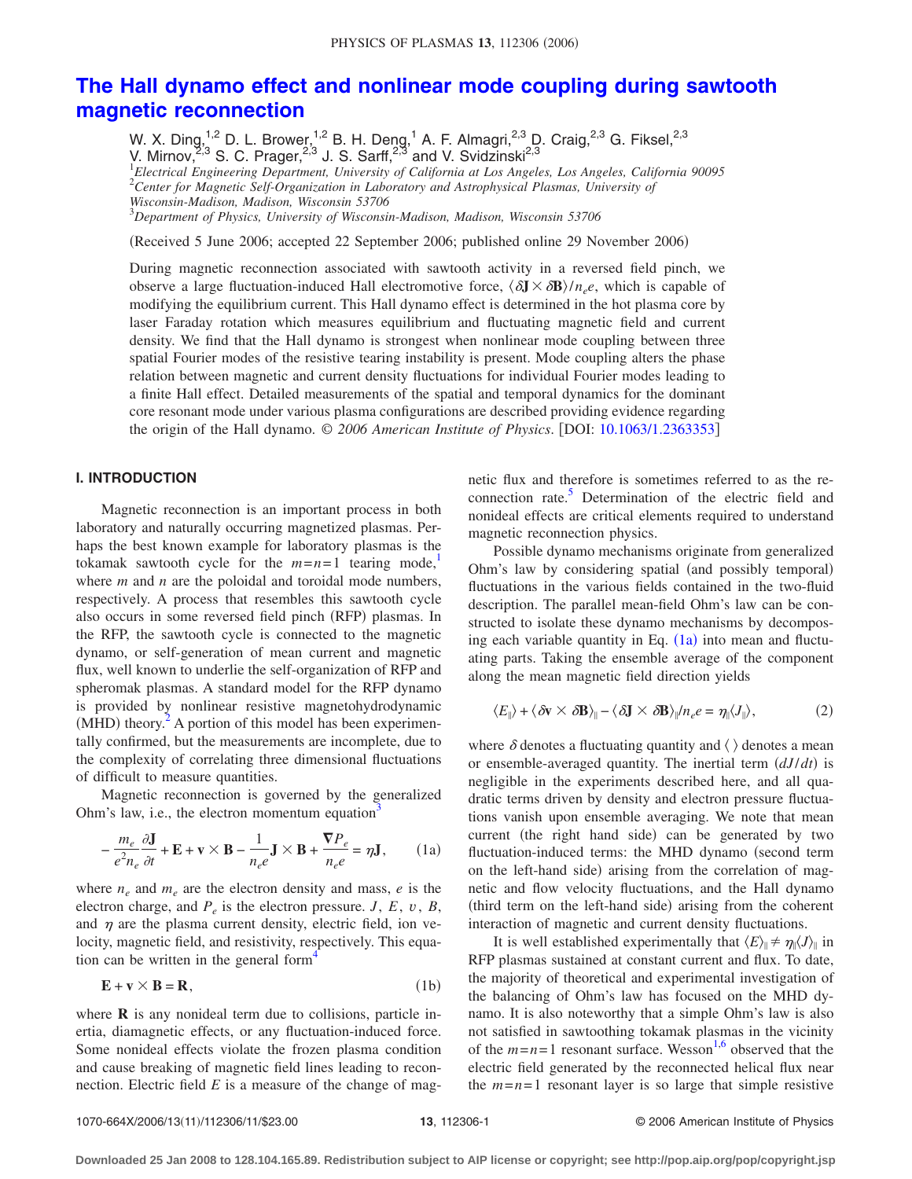# The Hall dynamo effect and nonlinear mode coupling during sawtooth magnetic reconnection

W. X. Ding,[1,2] D. L. Brower,[1,2] B. H. Deng,[1] A. F. Almagri,[2,3] D. Craig,[2,3] G. Fiksel,[2,3] V. Mirnov,[2,3] S. C. Prager,[2,3] J. S. Sarff,[2,3] and V. Svidzinski[2,3]

[1]*Electrical Engineering Department, University of California at Los Angeles, Los Angeles, California 90095*
[2]*Center for Magnetic Self-Organization in Laboratory and Astrophysical Plasmas, University of Wisconsin-Madison, Madison, Wisconsin 53706*
[3]*Department of Physics, University of Wisconsin-Madison, Madison, Wisconsin 53706*

(Received 5 June 2006; accepted 22 September 2006; published online 29 November 2006)

During magnetic reconnection associated with sawtooth activity in a reversed field pinch, we observe a large fluctuation-induced Hall electromotive force, $\langle \delta \mathbf{J} \times \delta \mathbf{B} \rangle / n_e e$, which is capable of modifying the equilibrium current. This Hall dynamo effect is determined in the hot plasma core by laser Faraday rotation which measures equilibrium and fluctuating magnetic field and current density. We find that the Hall dynamo is strongest when nonlinear mode coupling between three spatial Fourier modes of the resistive tearing instability is present. Mode coupling alters the phase relation between magnetic and current density fluctuations for individual Fourier modes leading to a finite Hall effect. Detailed measurements of the spatial and temporal dynamics for the dominant core resonant mode under various plasma configurations are described providing evidence regarding the origin of the Hall dynamo. © *2006 American Institute of Physics*. [DOI: 10.1063/1.2363353]

## I. INTRODUCTION

Magnetic reconnection is an important process in both laboratory and naturally occurring magnetized plasmas. Perhaps the best known example for laboratory plasmas is the tokamak sawtooth cycle for the $m=n=1$ tearing mode,[1] where $m$ and $n$ are the poloidal and toroidal mode numbers, respectively. A process that resembles this sawtooth cycle also occurs in some reversed field pinch (RFP) plasmas. In the RFP, the sawtooth cycle is connected to the magnetic dynamo, or self-generation of mean current and magnetic flux, well known to underlie the self-organization of RFP and spheromak plasmas. A standard model for the RFP dynamo is provided by nonlinear resistive magnetohydrodynamic (MHD) theory.[2] A portion of this model has been experimentally confirmed, but the measurements are incomplete, due to the complexity of correlating three dimensional fluctuations of difficult to measure quantities.

Magnetic reconnection is governed by the generalized Ohm's law, i.e., the electron momentum equation[3]

$$-\frac{m_e}{e^2 n_e}\frac{\partial \mathbf{J}}{\partial t} + \mathbf{E} + \mathbf{v} \times \mathbf{B} - \frac{1}{n_e e}\mathbf{J} \times \mathbf{B} + \frac{\nabla P_e}{n_e e} = \eta \mathbf{J}, \qquad (1a)$$

where $n_e$ and $m_e$ are the electron density and mass, $e$ is the electron charge, and $P_e$ is the electron pressure. $J$, $E$, $v$, $B$, and $\eta$ are the plasma current density, electric field, ion velocity, magnetic field, and resistivity, respectively. This equation can be written in the general form[4]

$$\mathbf{E} + \mathbf{v} \times \mathbf{B} = \mathbf{R}, \qquad (1b)$$

where $\mathbf{R}$ is any nonideal term due to collisions, particle inertia, diamagnetic effects, or any fluctuation-induced force. Some nonideal effects violate the frozen plasma condition and cause breaking of magnetic field lines leading to reconnection. Electric field $E$ is a measure of the change of magnetic flux and therefore is sometimes referred to as the reconnection rate.[5] Determination of the electric field and nonideal effects are critical elements required to understand magnetic reconnection physics.

Possible dynamo mechanisms originate from generalized Ohm's law by considering spatial (and possibly temporal) fluctuations in the various fields contained in the two-fluid description. The parallel mean-field Ohm's law can be constructed to isolate these dynamo mechanisms by decomposing each variable quantity in Eq. (1a) into mean and fluctuating parts. Taking the ensemble average of the component along the mean magnetic field direction yields

$$\langle E_\parallel \rangle + \langle \delta \mathbf{v} \times \delta \mathbf{B} \rangle_\parallel - \langle \delta \mathbf{J} \times \delta \mathbf{B} \rangle_\parallel / n_e e = \eta_\parallel \langle J_\parallel \rangle, \qquad (2)$$

where $\delta$ denotes a fluctuating quantity and $\langle \, \rangle$ denotes a mean or ensemble-averaged quantity. The inertial term $(dJ/dt)$ is negligible in the experiments described here, and all quadratic terms driven by density and electron pressure fluctuations vanish upon ensemble averaging. We note that mean current (the right hand side) can be generated by two fluctuation-induced terms: the MHD dynamo (second term on the left-hand side) arising from the correlation of magnetic and flow velocity fluctuations, and the Hall dynamo (third term on the left-hand side) arising from the coherent interaction of magnetic and current density fluctuations.

It is well established experimentally that $\langle E \rangle_\parallel \neq \eta_\parallel \langle J \rangle_\parallel$ in RFP plasmas sustained at constant current and flux. To date, the majority of theoretical and experimental investigation of the balancing of Ohm's law has focused on the MHD dynamo. It is also noteworthy that a simple Ohm's law is also not satisfied in sawtoothing tokamak plasmas in the vicinity of the $m=n=1$ resonant surface. Wesson[1,6] observed that the electric field generated by the reconnected helical flux near the $m=n=1$ resonant layer is so large that simple resistive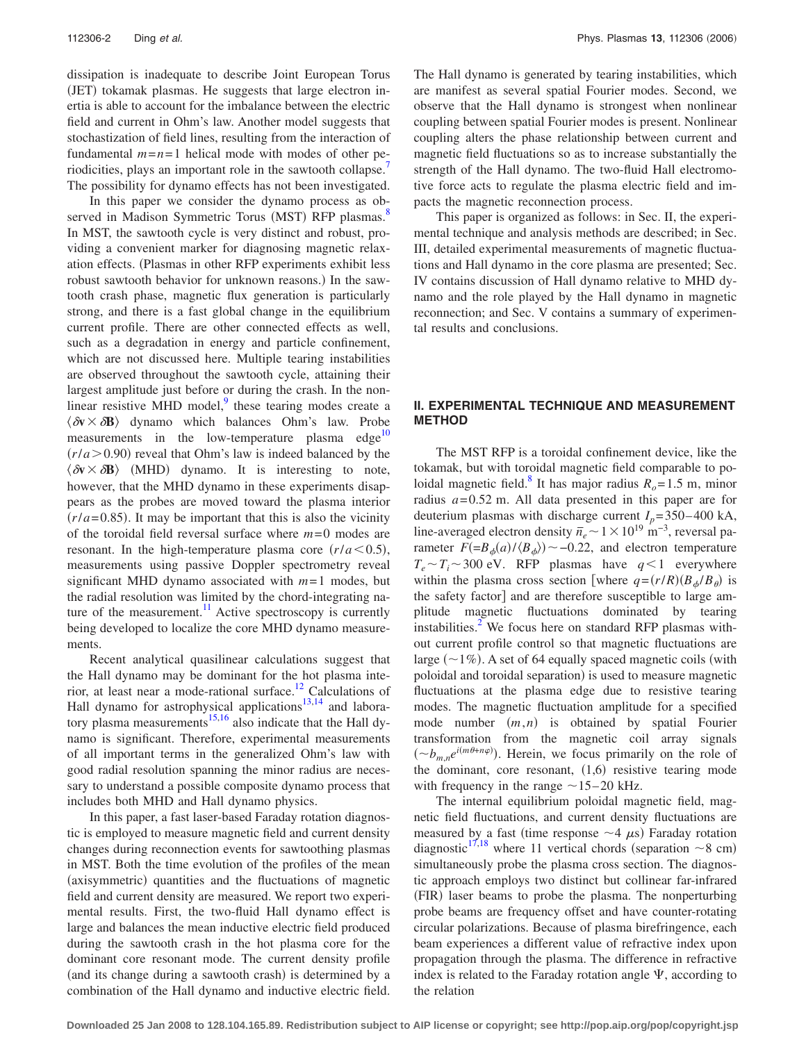dissipation is inadequate to describe Joint European Torus (JET) tokamak plasmas. He suggests that large electron inertia is able to account for the imbalance between the electric field and current in Ohm's law. Another model suggests that stochastization of field lines, resulting from the interaction of fundamental $m=n=1$ helical mode with modes of other periodicities, plays an important role in the sawtooth collapse.[7] The possibility for dynamo effects has not been investigated.

In this paper we consider the dynamo process as observed in Madison Symmetric Torus (MST) RFP plasmas.[8] In MST, the sawtooth cycle is very distinct and robust, providing a convenient marker for diagnosing magnetic relaxation effects. (Plasmas in other RFP experiments exhibit less robust sawtooth behavior for unknown reasons.) In the sawtooth crash phase, magnetic flux generation is particularly strong, and there is a fast global change in the equilibrium current profile. There are other connected effects as well, such as a degradation in energy and particle confinement, which are not discussed here. Multiple tearing instabilities are observed throughout the sawtooth cycle, attaining their largest amplitude just before or during the crash. In the nonlinear resistive MHD model,[9] these tearing modes create a $\langle \delta \mathbf{v} \times \delta \mathbf{B} \rangle$ dynamo which balances Ohm's law. Probe measurements in the low-temperature plasma edge[10] ($r/a > 0.90$) reveal that Ohm's law is indeed balanced by the $\langle \delta \mathbf{v} \times \delta \mathbf{B} \rangle$ (MHD) dynamo. It is interesting to note, however, that the MHD dynamo in these experiments disappears as the probes are moved toward the plasma interior ($r/a = 0.85$). It may be important that this is also the vicinity of the toroidal field reversal surface where $m=0$ modes are resonant. In the high-temperature plasma core ($r/a < 0.5$), measurements using passive Doppler spectrometry reveal significant MHD dynamo associated with $m=1$ modes, but the radial resolution was limited by the chord-integrating nature of the measurement.[11] Active spectroscopy is currently being developed to localize the core MHD dynamo measurements.

Recent analytical quasilinear calculations suggest that the Hall dynamo may be dominant for the hot plasma interior, at least near a mode-rational surface.[12] Calculations of Hall dynamo for astrophysical applications[13,14] and laboratory plasma measurements[15,16] also indicate that the Hall dynamo is significant. Therefore, experimental measurements of all important terms in the generalized Ohm's law with good radial resolution spanning the minor radius are necessary to understand a possible composite dynamo process that includes both MHD and Hall dynamo physics.

In this paper, a fast laser-based Faraday rotation diagnostic is employed to measure magnetic field and current density changes during reconnection events for sawtoothing plasmas in MST. Both the time evolution of the profiles of the mean (axisymmetric) quantities and the fluctuations of magnetic field and current density are measured. We report two experimental results. First, the two-fluid Hall dynamo effect is large and balances the mean inductive electric field produced during the sawtooth crash in the hot plasma core for the dominant core resonant mode. The current density profile (and its change during a sawtooth crash) is determined by a combination of the Hall dynamo and inductive electric field. The Hall dynamo is generated by tearing instabilities, which are manifest as several spatial Fourier modes. Second, we observe that the Hall dynamo is strongest when nonlinear coupling between spatial Fourier modes is present. Nonlinear coupling alters the phase relationship between current and magnetic field fluctuations so as to increase substantially the strength of the Hall dynamo. The two-fluid Hall electromotive force acts to regulate the plasma electric field and impacts the magnetic reconnection process.

This paper is organized as follows: in Sec. II, the experimental technique and analysis methods are described; in Sec. III, detailed experimental measurements of magnetic fluctuations and Hall dynamo in the core plasma are presented; Sec. IV contains discussion of Hall dynamo relative to MHD dynamo and the role played by the Hall dynamo in magnetic reconnection; and Sec. V contains a summary of experimental results and conclusions.

## II. EXPERIMENTAL TECHNIQUE AND MEASUREMENT METHOD

The MST RFP is a toroidal confinement device, like the tokamak, but with toroidal magnetic field comparable to poloidal magnetic field.[8] It has major radius $R_o = 1.5$ m, minor radius $a = 0.52$ m. All data presented in this paper are for deuterium plasmas with discharge current $I_p = 350$–$400$ kA, line-averaged electron density $\bar{n}_e \sim 1 \times 10^{19}$ m$^{-3}$, reversal parameter $F(=B_\phi(a)/\langle B_\phi \rangle) \sim -0.22$, and electron temperature $T_e \sim T_i \sim 300$ eV. RFP plasmas have $q < 1$ everywhere within the plasma cross section [where $q = (r/R)(B_\phi/B_\theta)$ is the safety factor] and are therefore susceptible to large amplitude magnetic fluctuations dominated by tearing instabilities.[2] We focus here on standard RFP plasmas without current profile control so that magnetic fluctuations are large ($\sim 1\%$). A set of 64 equally spaced magnetic coils (with poloidal and toroidal separation) is used to measure magnetic fluctuations at the plasma edge due to resistive tearing modes. The magnetic fluctuation amplitude for a specified mode number $(m,n)$ is obtained by spatial Fourier transformation from the magnetic coil array signals ($\sim b_{m,n} e^{i(m\theta + n\phi)}$). Herein, we focus primarily on the role of the dominant, core resonant, (1,6) resistive tearing mode with frequency in the range $\sim 15$–$20$ kHz.

The internal equilibrium poloidal magnetic field, magnetic field fluctuations, and current density fluctuations are measured by a fast (time response $\sim 4$ $\mu$s) Faraday rotation diagnostic[17,18] where 11 vertical chords (separation $\sim 8$ cm) simultaneously probe the plasma cross section. The diagnostic approach employs two distinct but collinear far-infrared (FIR) laser beams to probe the plasma. The nonperturbing probe beams are frequency offset and have counter-rotating circular polarizations. Because of plasma birefringence, each beam experiences a different value of refractive index upon propagation through the plasma. The difference in refractive index is related to the Faraday rotation angle $\Psi$, according to the relation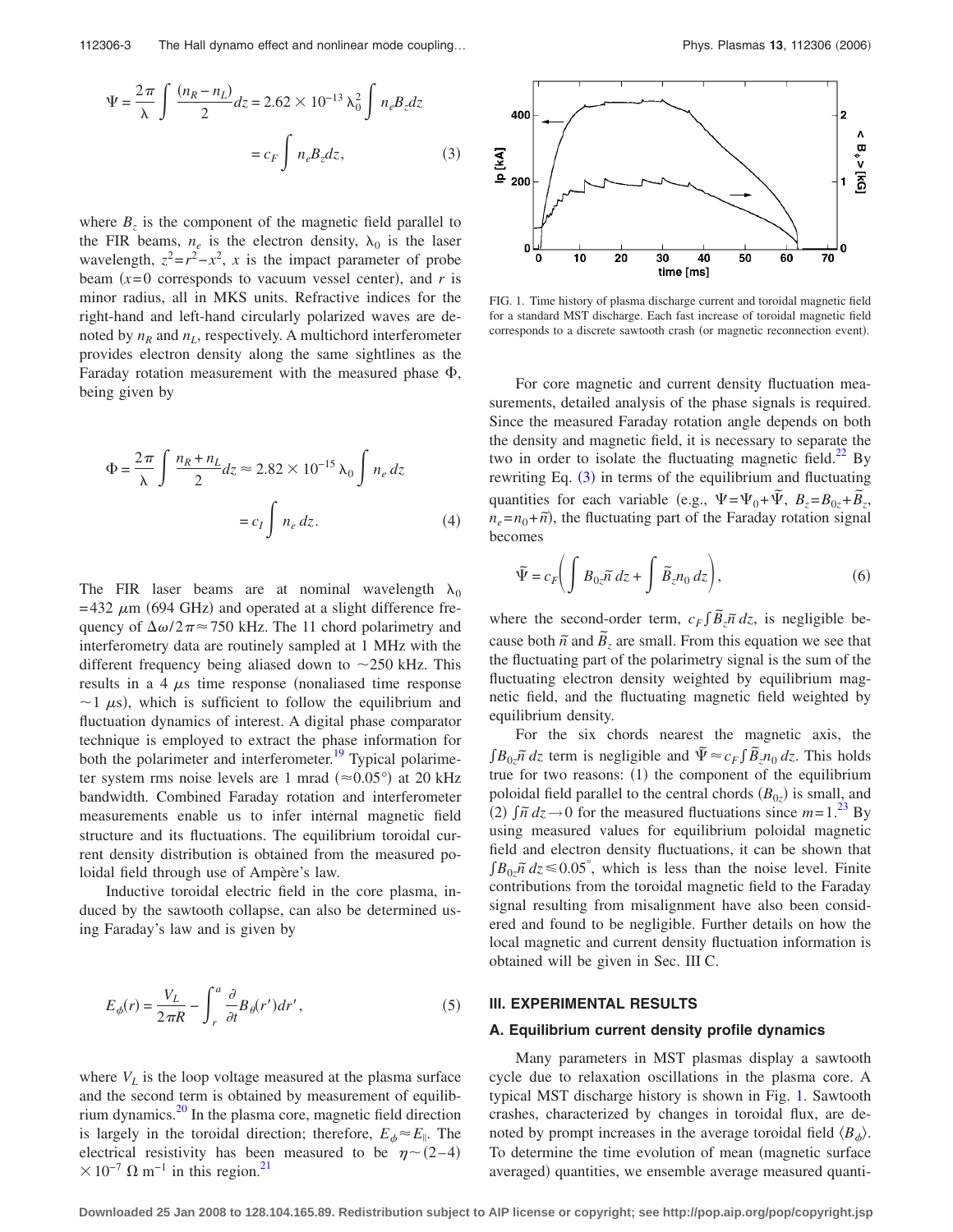$$\Psi = \frac{2\pi}{\lambda} \int \frac{(n_R - n_L)}{2} dz = 2.62 \times 10^{-13} \lambda_0^2 \int n_e B_z dz$$

$$= c_F \int n_e B_z dz, \tag{3}$$

where $B_z$ is the component of the magnetic field parallel to the FIR beams, $n_e$ is the electron density, $\lambda_0$ is the laser wavelength, $z^2 = r^2 - x^2$, $x$ is the impact parameter of probe beam ($x=0$ corresponds to vacuum vessel center), and $r$ is minor radius, all in MKS units. Refractive indices for the right-hand and left-hand circularly polarized waves are denoted by $n_R$ and $n_L$, respectively. A multichord interferometer provides electron density along the same sightlines as the Faraday rotation measurement with the measured phase $\Phi$, being given by

$$\Phi = \frac{2\pi}{\lambda} \int \frac{n_R + n_L}{2} dz \approx 2.82 \times 10^{-15} \lambda_0 \int n_e \, dz$$

$$= c_I \int n_e \, dz. \tag{4}$$

The FIR laser beams are at nominal wavelength $\lambda_0 = 432\ \mu$m (694 GHz) and operated at a slight difference frequency of $\Delta\omega/2\pi \approx 750$ kHz. The 11 chord polarimetry and interferometry data are routinely sampled at 1 MHz with the different frequency being aliased down to $\sim$250 kHz. This results in a 4 $\mu$s time response (nonaliased time response $\sim$1 $\mu$s), which is sufficient to follow the equilibrium and fluctuation dynamics of interest. A digital phase comparator technique is employed to extract the phase information for both the polarimeter and interferometer.[19] Typical polarimeter system rms noise levels are 1 mrad ($\approx 0.05°$) at 20 kHz bandwidth. Combined Faraday rotation and interferometer measurements enable us to infer internal magnetic field structure and its fluctuations. The equilibrium toroidal current density distribution is obtained from the measured poloidal field through use of Ampère's law.

Inductive toroidal electric field in the core plasma, induced by the sawtooth collapse, can also be determined using Faraday's law and is given by

$$E_\phi(r) = \frac{V_L}{2\pi R} - \int_r^a \frac{\partial}{\partial t} B_\theta(r') dr', \tag{5}$$

where $V_L$ is the loop voltage measured at the plasma surface and the second term is obtained by measurement of equilibrium dynamics.[20] In the plasma core, magnetic field direction is largely in the toroidal direction; therefore, $E_\phi \approx E_\parallel$. The electrical resistivity has been measured to be $\eta \sim (2-4) \times 10^{-7}\ \Omega\ \mathrm{m}^{-1}$ in this region.[21]

FIG. 1. Time history of plasma discharge current and toroidal magnetic field for a standard MST discharge. Each fast increase of toroidal magnetic field corresponds to a discrete sawtooth crash (or magnetic reconnection event).

For core magnetic and current density fluctuation measurements, detailed analysis of the phase signals is required. Since the measured Faraday rotation angle depends on both the density and magnetic field, it is necessary to separate the two in order to isolate the fluctuating magnetic field.[22] By rewriting Eq. (3) in terms of the equilibrium and fluctuating quantities for each variable (e.g., $\Psi = \Psi_0 + \tilde{\Psi}$, $B_z = B_{0z} + \tilde{B}_z$, $n_e = n_0 + \tilde{n}$), the fluctuating part of the Faraday rotation signal becomes

$$\tilde{\Psi} = c_F \left( \int B_{0z} \tilde{n} \, dz + \int \tilde{B}_z n_0 \, dz \right), \tag{6}$$

where the second-order term, $c_F \int \tilde{B}_z \tilde{n} \, dz$, is negligible because both $\tilde{n}$ and $\tilde{B}_z$ are small. From this equation we see that the fluctuating part of the polarimetry signal is the sum of the fluctuating electron density weighted by equilibrium magnetic field, and the fluctuating magnetic field weighted by equilibrium density.

For the six chords nearest the magnetic axis, the $\int B_{0z} \tilde{n} \, dz$ term is negligible and $\tilde{\Psi} \approx c_F \int \tilde{B}_z n_0 \, dz$. This holds true for two reasons: (1) the component of the equilibrium poloidal field parallel to the central chords ($B_{0z}$) is small, and (2) $\int \tilde{n} \, dz \to 0$ for the measured fluctuations since $m=1$.[23] By using measured values for equilibrium poloidal magnetic field and electron density fluctuations, it can be shown that $\int B_{0z} \tilde{n} \, dz \leq 0.05°$, which is less than the noise level. Finite contributions from the toroidal magnetic field to the Faraday signal resulting from misalignment have also been considered and found to be negligible. Further details on how the local magnetic and current density fluctuation information is obtained will be given in Sec. III C.

## III. EXPERIMENTAL RESULTS

### A. Equilibrium current density profile dynamics

Many parameters in MST plasmas display a sawtooth cycle due to relaxation oscillations in the plasma core. A typical MST discharge history is shown in Fig. 1. Sawtooth crashes, characterized by changes in toroidal flux, are denoted by prompt increases in the average toroidal field $\langle B_\phi \rangle$. To determine the time evolution of mean (magnetic surface averaged) quantities, we ensemble average measured quanti-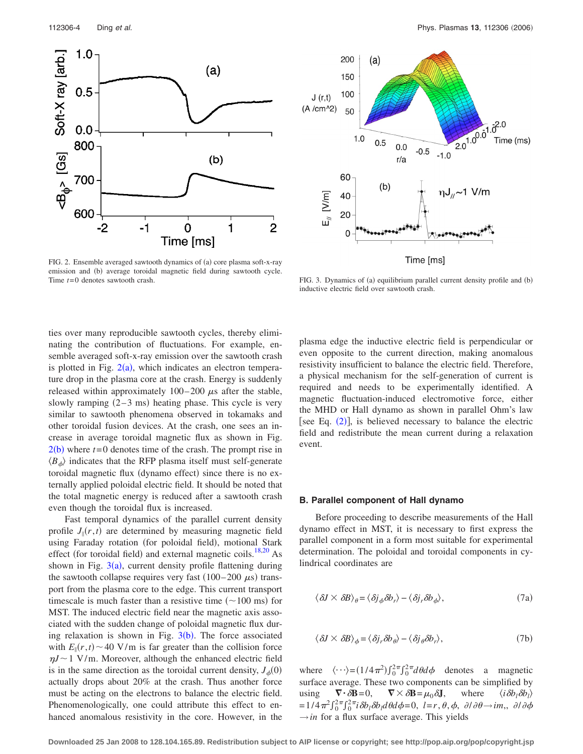FIG. 2. Ensemble averaged sawtooth dynamics of (a) core plasma soft-x-ray emission and (b) average toroidal magnetic field during sawtooth cycle. Time $t=0$ denotes sawtooth crash.

FIG. 3. Dynamics of (a) equilibrium parallel current density profile and (b) inductive electric field over sawtooth crash.

ties over many reproducible sawtooth cycles, thereby eliminating the contribution of fluctuations. For example, ensemble averaged soft-x-ray emission over the sawtooth crash is plotted in Fig. 2(a), which indicates an electron temperature drop in the plasma core at the crash. Energy is suddenly released within approximately 100–200 $\mu$s after the stable, slowly ramping (2–3 ms) heating phase. This cycle is very similar to sawtooth phenomena observed in tokamaks and other toroidal fusion devices. At the crash, one sees an increase in average toroidal magnetic flux as shown in Fig. 2(b) where $t=0$ denotes time of the crash. The prompt rise in $\langle B_\phi \rangle$ indicates that the RFP plasma itself must self-generate toroidal magnetic flux (dynamo effect) since there is no externally applied poloidal electric field. It should be noted that the total magnetic energy is reduced after a sawtooth crash even though the toroidal flux is increased.

Fast temporal dynamics of the parallel current density profile $J_\parallel(r,t)$ are determined by measuring magnetic field using Faraday rotation (for poloidal field), motional Stark effect (for toroidal field) and external magnetic coils.[18,20] As shown in Fig. 3(a), current density profile flattening during the sawtooth collapse requires very fast (100–200 $\mu$s) transport from the plasma core to the edge. This current transport timescale is much faster than a resistive time (~100 ms) for MST. The induced electric field near the magnetic axis associated with the sudden change of poloidal magnetic flux during relaxation is shown in Fig. 3(b). The force associated with $E_\parallel(r,t) \sim 40$ V/m is far greater than the collision force $\eta J \sim 1$ V/m. Moreover, although the enhanced electric field is in the same direction as the toroidal current density, $J_\phi(0)$ actually drops about 20% at the crash. Thus another force must be acting on the electrons to balance the electric field. Phenomenologically, one could attribute this effect to enhanced anomalous resistivity in the core. However, in the plasma edge the inductive electric field is perpendicular or even opposite to the current direction, making anomalous resistivity insufficient to balance the electric field. Therefore, a physical mechanism for the self-generation of current is required and needs to be experimentally identified. A magnetic fluctuation-induced electromotive force, either the MHD or Hall dynamo as shown in parallel Ohm's law [see Eq. (2)], is believed necessary to balance the electric field and redistribute the mean current during a relaxation event.

### B. Parallel component of Hall dynamo

Before proceeding to describe measurements of the Hall dynamo effect in MST, it is necessary to first express the parallel component in a form most suitable for experimental determination. The poloidal and toroidal components in cylindrical coordinates are

$$\langle \delta J \times \delta B \rangle_\theta = \langle \delta j_\phi \delta b_r \rangle - \langle \delta j_r \delta b_\phi \rangle, \tag{7a}$$

$$\langle \delta J \times \delta B \rangle_\phi = \langle \delta j_r \delta b_\theta \rangle - \langle \delta j_\theta \delta b_r \rangle, \tag{7b}$$

where $\langle \cdots \rangle = (1/4\pi^2)\int_0^{2\pi}\int_0^{2\pi} d\theta d\phi$ denotes a magnetic surface average. These two components can be simplified by using $\nabla \cdot \delta \mathbf{B} = 0$, $\nabla \times \delta \mathbf{B} = \mu_0 \delta \mathbf{J}$, where $\langle i \delta b_l \delta b_l \rangle = 1/4\pi^2 \int_0^{2\pi}\int_0^{2\pi} i \delta b_l \delta b_l d\theta d\phi = 0$, $l = r, \theta, \phi$, $\partial/\partial\theta \to im$, $\partial/\partial\phi \to in$ for a flux surface average. This yields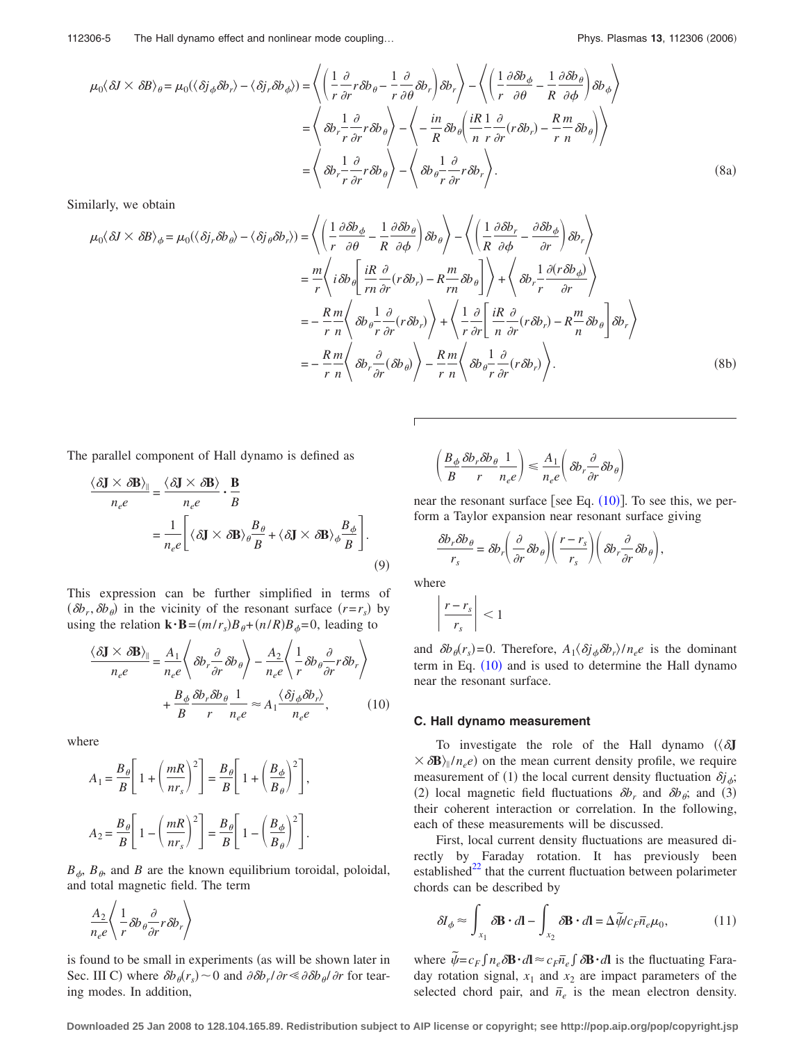$$
\begin{aligned}
\mu_0\langle \delta J \times \delta B\rangle_\theta = \mu_0(\langle \delta j_\phi \delta b_r\rangle - \langle \delta j_r \delta b_\phi\rangle) &= \left\langle \left(\frac{1}{r}\frac{\partial}{\partial r} r\delta b_\theta - \frac{1}{r}\frac{\partial}{\partial \theta}\delta b_r\right)\delta b_r\right\rangle - \left\langle \left(\frac{1}{r}\frac{\partial \delta b_\phi}{\partial \theta} - \frac{1}{R}\frac{\partial \delta b_\theta}{\partial \phi}\right)\delta b_\phi\right\rangle \\
&= \left\langle \delta b_r \frac{1}{r}\frac{\partial}{\partial r} r\delta b_\theta\right\rangle - \left\langle -\frac{in}{R}\delta b_\theta\left(\frac{iR}{n}\frac{1}{r}\frac{\partial}{\partial r}(r\delta b_r) - \frac{R}{r}\frac{m}{n}\delta b_\theta\right)\right\rangle \\
&= \left\langle \delta b_r \frac{1}{r}\frac{\partial}{\partial r} r\delta b_\theta\right\rangle - \left\langle \delta b_\theta \frac{1}{r}\frac{\partial}{\partial r} r\delta b_r\right\rangle.
\end{aligned} \tag{8a}
$$

Similarly, we obtain

$$
\begin{aligned}
\mu_0\langle \delta J \times \delta B\rangle_\phi = \mu_0(\langle \delta j_r \delta b_\theta\rangle - \langle \delta j_\theta \delta b_r\rangle) &= \left\langle \left(\frac{1}{r}\frac{\partial \delta b_\phi}{\partial \theta} - \frac{1}{R}\frac{\partial \delta b_\theta}{\partial \phi}\right)\delta b_\theta\right\rangle - \left\langle \left(\frac{1}{R}\frac{\partial \delta b_r}{\partial \phi} - \frac{\partial \delta b_\phi}{\partial r}\right)\delta b_r\right\rangle \\
&= \frac{m}{r}\left\langle i\delta b_\theta\left[\frac{iR}{rn}\frac{\partial}{\partial r}(r\delta b_r) - R\frac{m}{rn}\delta b_\theta\right]\right\rangle + \left\langle \delta b_r \frac{1}{r}\frac{\partial (r\delta b_\phi)}{\partial r}\right\rangle \\
&= -\frac{R}{r}\frac{m}{n}\left\langle \delta b_\theta \frac{1}{r}\frac{\partial}{\partial r}(r\delta b_r)\right\rangle + \left\langle \frac{1}{r}\frac{\partial}{\partial r}\left[\frac{iR}{n}\frac{\partial}{\partial r}(r\delta b_r) - R\frac{m}{n}\delta b_\theta\right]\delta b_r\right\rangle \\
&= -\frac{R}{r}\frac{m}{n}\left\langle \delta b_r \frac{\partial}{\partial r}(\delta b_\theta)\right\rangle - \frac{R}{r}\frac{m}{n}\left\langle \delta b_\theta \frac{1}{r}\frac{\partial}{\partial r}(r\delta b_r)\right\rangle.
\end{aligned} \tag{8b}
$$

The parallel component of Hall dynamo is defined as

$$
\frac{\langle \delta\mathbf{J}\times\delta\mathbf{B}\rangle_\parallel}{n_e e} = \frac{\langle \delta\mathbf{J}\times\delta\mathbf{B}\rangle}{n_e e}\cdot\frac{\mathbf{B}}{B} = \frac{1}{n_e e}\left[\langle \delta\mathbf{J}\times\delta\mathbf{B}\rangle_\theta \frac{B_\theta}{B} + \langle \delta\mathbf{J}\times\delta\mathbf{B}\rangle_\phi \frac{B_\phi}{B}\right]. \tag{9}
$$

This expression can be further simplified in terms of $(\delta b_r, \delta b_\theta)$ in the vicinity of the resonant surface $(r=r_s)$ by using the relation $\mathbf{k}\cdot\mathbf{B}=(m/r_s)B_\theta+(n/R)B_\phi=0$, leading to

$$
\frac{\langle \delta\mathbf{J}\times\delta\mathbf{B}\rangle_\parallel}{n_e e} = \frac{A_1}{n_e e}\left\langle \delta b_r \frac{\partial}{\partial r}\delta b_\theta\right\rangle - \frac{A_2}{n_e e}\left\langle \frac{1}{r}\delta b_\theta \frac{\partial}{\partial r} r\delta b_r\right\rangle + \frac{B_\phi}{B}\frac{\delta b_r \delta b_\theta}{r}\frac{1}{n_e e} \approx A_1\frac{\langle \delta j_\phi \delta b_r\rangle}{n_e e}, \tag{10}
$$

where

$$
A_1 = \frac{B_\theta}{B}\left[1+\left(\frac{mR}{nr_s}\right)^2\right] = \frac{B_\theta}{B}\left[1+\left(\frac{B_\phi}{B_\theta}\right)^2\right],
$$

$$
A_2 = \frac{B_\theta}{B}\left[1-\left(\frac{mR}{nr_s}\right)^2\right] = \frac{B_\theta}{B}\left[1-\left(\frac{B_\phi}{B_\theta}\right)^2\right].
$$

$B_\phi$, $B_\theta$, and $B$ are the known equilibrium toroidal, poloidal, and total magnetic field. The term

$$
\frac{A_2}{n_e e}\left\langle \frac{1}{r}\delta b_\theta \frac{\partial}{\partial r} r\delta b_r\right\rangle
$$

is found to be small in experiments (as will be shown later in Sec. III C) where $\delta b_\theta(r_s)\sim 0$ and $\partial \delta b_r/\partial r \ll \partial \delta b_\theta/\partial r$ for tearing modes. In addition,

$$
\left(\frac{B_\phi}{B}\frac{\delta b_r \delta b_\theta}{r}\frac{1}{n_e e}\right) \leqslant \frac{A_1}{n_e e}\left(\delta b_r \frac{\partial}{\partial r}\delta b_\theta\right)
$$

near the resonant surface [see Eq. (10)]. To see this, we perform a Taylor expansion near resonant surface giving

$$
\frac{\delta b_r \delta b_\theta}{r_s} = \delta b_r\left(\frac{\partial}{\partial r}\delta b_\theta\right)\left(\frac{r-r_s}{r_s}\right)\left(\delta b_r \frac{\partial}{\partial r}\delta b_\theta\right),
$$

where

$$
\left|\frac{r-r_s}{r_s}\right| < 1
$$

and $\delta b_\theta(r_s)=0$. Therefore, $A_1\langle \delta j_\phi \delta b_r\rangle/n_e e$ is the dominant term in Eq. (10) and is used to determine the Hall dynamo near the resonant surface.

### C. Hall dynamo measurement

To investigate the role of the Hall dynamo ($\langle \delta\mathbf{J}\times\delta\mathbf{B}\rangle_\parallel/n_e e$) on the mean current density profile, we require measurement of (1) the local current density fluctuation $\delta j_\phi$; (2) local magnetic field fluctuations $\delta b_r$ and $\delta b_\theta$; and (3) their coherent interaction or correlation. In the following, each of these measurements will be discussed.

First, local current density fluctuations are measured directly by Faraday rotation. It has previously been established[22] that the current fluctuation between polarimeter chords can be described by

$$
\delta I_\phi \approx \int_{x_1}\delta\mathbf{B}\cdot d\mathbf{l} - \int_{x_2}\delta\mathbf{B}\cdot d\mathbf{l} = \Delta\tilde{\psi}/c_F\bar{n}_e\mu_0, \tag{11}
$$

where $\tilde{\psi}=c_F\int n_e\delta\mathbf{B}\cdot d\mathbf{l}\approx c_F\bar{n}_e\int\delta\mathbf{B}\cdot d\mathbf{l}$ is the fluctuating Faraday rotation signal, $x_1$ and $x_2$ are impact parameters of the selected chord pair, and $\bar{n}_e$ is the mean electron density.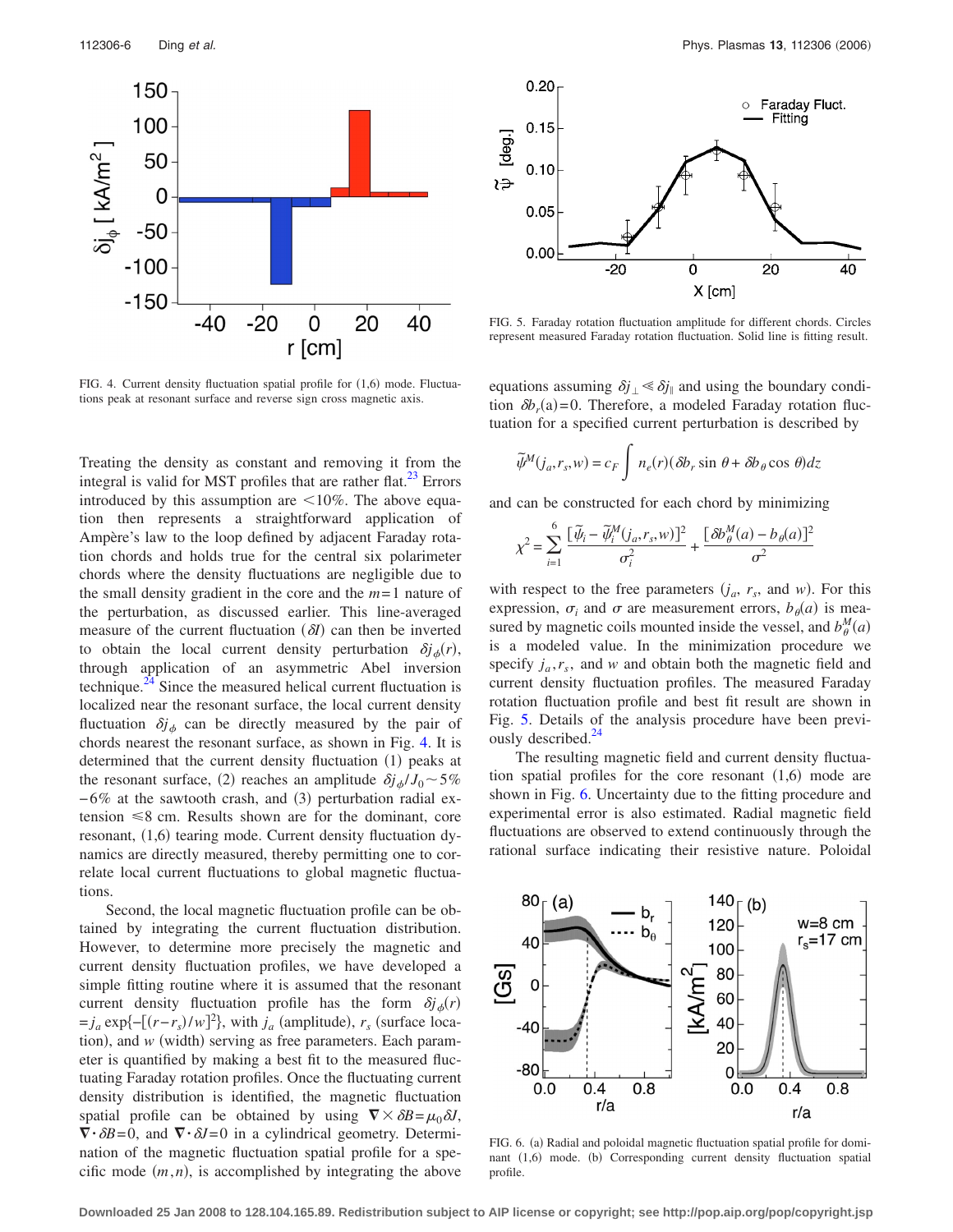FIG. 4. Current density fluctuation spatial profile for (1,6) mode. Fluctuations peak at resonant surface and reverse sign cross magnetic axis.

Treating the density as constant and removing it from the integral is valid for MST profiles that are rather flat.[23] Errors introduced by this assumption are <10%. The above equation then represents a straightforward application of Ampère's law to the loop defined by adjacent Faraday rotation chords and holds true for the central six polarimeter chords where the density fluctuations are negligible due to the small density gradient in the core and the $m=1$ nature of the perturbation, as discussed earlier. This line-averaged measure of the current fluctuation ($\delta I$) can then be inverted to obtain the local current density perturbation $\delta j_{\phi}(r)$, through application of an asymmetric Abel inversion technique.[24] Since the measured helical current fluctuation is localized near the resonant surface, the local current density fluctuation $\delta j_{\phi}$ can be directly measured by the pair of chords nearest the resonant surface, as shown in Fig. 4. It is determined that the current density fluctuation (1) peaks at the resonant surface, (2) reaches an amplitude $\delta j_{\phi}/J_0 \sim 5\% - 6\%$ at the sawtooth crash, and (3) perturbation radial extension $\leq 8$ cm. Results shown are for the dominant, core resonant, (1,6) tearing mode. Current density fluctuation dynamics are directly measured, thereby permitting one to correlate local current fluctuations to global magnetic fluctuations.

Second, the local magnetic fluctuation profile can be obtained by integrating the current fluctuation distribution. However, to determine more precisely the magnetic and current density fluctuation profiles, we have developed a simple fitting routine where it is assumed that the resonant current density fluctuation profile has the form $\delta j_{\phi}(r) = j_a \exp\{-[(r-r_s)/w]^2\}$, with $j_a$ (amplitude), $r_s$ (surface location), and $w$ (width) serving as free parameters. Each parameter is quantified by making a best fit to the measured fluctuating Faraday rotation profiles. Once the fluctuating current density distribution is identified, the magnetic fluctuation spatial profile can be obtained by using $\nabla \times \delta B = \mu_0 \delta J$, $\nabla \cdot \delta B = 0$, and $\nabla \cdot \delta J = 0$ in a cylindrical geometry. Determination of the magnetic fluctuation spatial profile for a specific mode $(m,n)$, is accomplished by integrating the above equations assuming $\delta j_{\perp} \ll \delta j_{\parallel}$ and using the boundary condition $\delta b_r(a) = 0$. Therefore, a modeled Faraday rotation fluctuation for a specified current perturbation is described by

$$\tilde{\psi}^M(j_a, r_s, w) = c_F \int n_e(r)(\delta b_r \sin\theta + \delta b_\theta \cos\theta) dz$$

and can be constructed for each chord by minimizing

$$\chi^2 = \sum_{i=1}^{6} \frac{[\tilde{\psi}_i - \tilde{\psi}_i^M(j_a, r_s, w)]^2}{\sigma_i^2} + \frac{[\delta b_\theta^M(a) - b_\theta(a)]^2}{\sigma^2}$$

with respect to the free parameters ($j_a$, $r_s$, and $w$). For this expression, $\sigma_i$ and $\sigma$ are measurement errors, $b_\theta(a)$ is measured by magnetic coils mounted inside the vessel, and $b_\theta^M(a)$ is a modeled value. In the minimization procedure we specify $j_a, r_s$, and $w$ and obtain both the magnetic field and current density fluctuation profiles. The measured Faraday rotation fluctuation profile and best fit result are shown in Fig. 5. Details of the analysis procedure have been previously described.[24]

FIG. 5. Faraday rotation fluctuation amplitude for different chords. Circles represent measured Faraday rotation fluctuation. Solid line is fitting result.

The resulting magnetic field and current density fluctuation spatial profiles for the core resonant (1,6) mode are shown in Fig. 6. Uncertainty due to the fitting procedure and experimental error is also estimated. Radial magnetic field fluctuations are observed to extend continuously through the rational surface indicating their resistive nature. Poloidal

FIG. 6. (a) Radial and poloidal magnetic fluctuation spatial profile for dominant (1,6) mode. (b) Corresponding current density fluctuation spatial profile.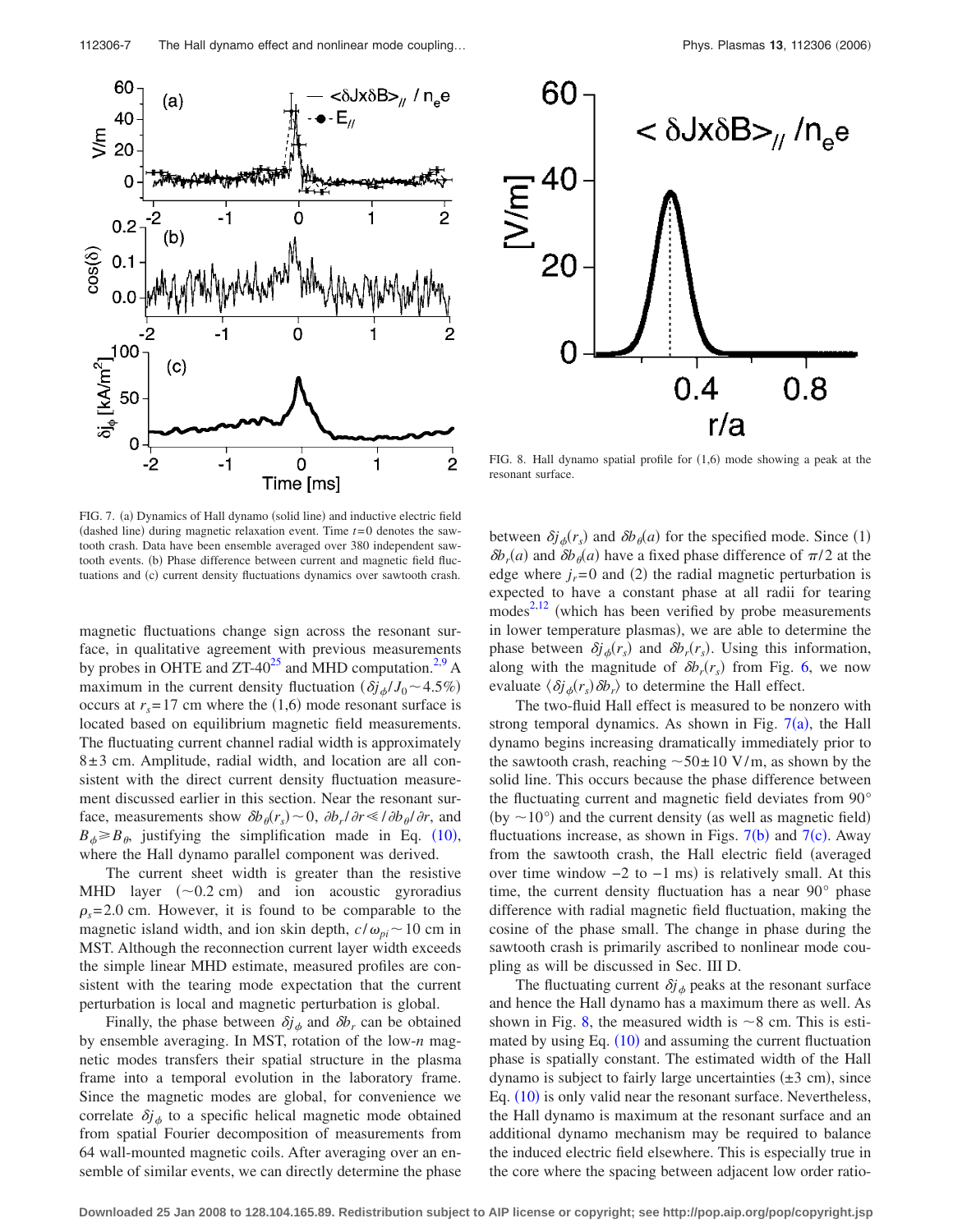FIG. 7. (a) Dynamics of Hall dynamo (solid line) and inductive electric field (dashed line) during magnetic relaxation event. Time $t=0$ denotes the sawtooth crash. Data have been ensemble averaged over 380 independent sawtooth events. (b) Phase difference between current and magnetic field fluctuations and (c) current density fluctuations dynamics over sawtooth crash.

FIG. 8. Hall dynamo spatial profile for (1,6) mode showing a peak at the resonant surface.

magnetic fluctuations change sign across the resonant surface, in qualitative agreement with previous measurements by probes in OHTE and ZT-40[25] and MHD computation.[2,9] A maximum in the current density fluctuation ($\delta j_\phi / J_0 \sim 4.5\%$) occurs at $r_s = 17$ cm where the (1,6) mode resonant surface is located based on equilibrium magnetic field measurements. The fluctuating current channel radial width is approximately $8 \pm 3$ cm. Amplitude, radial width, and location are all consistent with the direct current density fluctuation measurement discussed earlier in this section. Near the resonant surface, measurements show $\delta b_\theta(r_s) \sim 0$, $\partial b_r / \partial r \ll / \partial b_\theta / \partial r$, and $B_\phi \gg B_\theta$, justifying the simplification made in Eq. (10), where the Hall dynamo parallel component was derived.

The current sheet width is greater than the resistive MHD layer ($\sim 0.2$ cm) and ion acoustic gyroradius $\rho_s = 2.0$ cm. However, it is found to be comparable to the magnetic island width, and ion skin depth, $c/\omega_{pi} \sim 10$ cm in MST. Although the reconnection current layer width exceeds the simple linear MHD estimate, measured profiles are consistent with the tearing mode expectation that the current perturbation is local and magnetic perturbation is global.

Finally, the phase between $\delta j_\phi$ and $\delta b_r$ can be obtained by ensemble averaging. In MST, rotation of the low-$n$ magnetic modes transfers their spatial structure in the plasma frame into a temporal evolution in the laboratory frame. Since the magnetic modes are global, for convenience we correlate $\delta j_\phi$ to a specific helical magnetic mode obtained from spatial Fourier decomposition of measurements from 64 wall-mounted magnetic coils. After averaging over an ensemble of similar events, we can directly determine the phase between $\delta j_\phi(r_s)$ and $\delta b_\theta(a)$ for the specified mode. Since (1) $\delta b_r(a)$ and $\delta b_\theta(a)$ have a fixed phase difference of $\pi/2$ at the edge where $j_r = 0$ and (2) the radial magnetic perturbation is expected to have a constant phase at all radii for tearing modes[2,12] (which has been verified by probe measurements in lower temperature plasmas), we are able to determine the phase between $\delta j_\phi(r_s)$ and $\delta b_r(r_s)$. Using this information, along with the magnitude of $\delta b_r(r_s)$ from Fig. 6, we now evaluate $\langle \delta j_\phi(r_s) \delta b_r \rangle$ to determine the Hall effect.

The two-fluid Hall effect is measured to be nonzero with strong temporal dynamics. As shown in Fig. 7(a), the Hall dynamo begins increasing dramatically immediately prior to the sawtooth crash, reaching $\sim 50 \pm 10$ V/m, as shown by the solid line. This occurs because the phase difference between the fluctuating current and magnetic field deviates from 90° (by $\sim 10°$) and the current density (as well as magnetic field) fluctuations increase, as shown in Figs. 7(b) and 7(c). Away from the sawtooth crash, the Hall electric field (averaged over time window −2 to −1 ms) is relatively small. At this time, the current density fluctuation has a near 90° phase difference with radial magnetic field fluctuation, making the cosine of the phase small. The change in phase during the sawtooth crash is primarily ascribed to nonlinear mode coupling as will be discussed in Sec. III D.

The fluctuating current $\delta j_\phi$ peaks at the resonant surface and hence the Hall dynamo has a maximum there as well. As shown in Fig. 8, the measured width is $\sim 8$ cm. This is estimated by using Eq. (10) and assuming the current fluctuation phase is spatially constant. The estimated width of the Hall dynamo is subject to fairly large uncertainties ($\pm 3$ cm), since Eq. (10) is only valid near the resonant surface. Nevertheless, the Hall dynamo is maximum at the resonant surface and an additional dynamo mechanism may be required to balance the induced electric field elsewhere. This is especially true in the core where the spacing between adjacent low order ratio-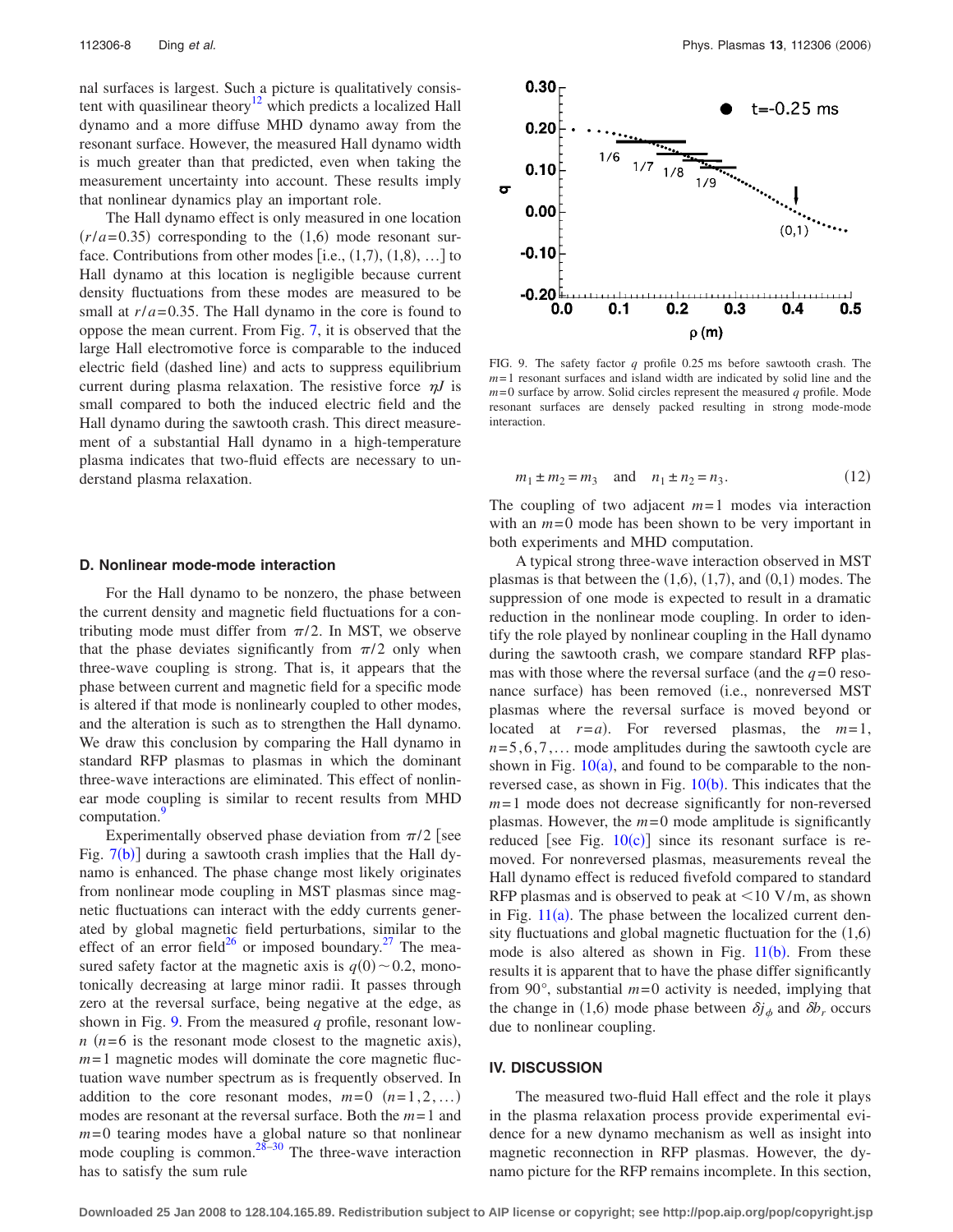nal surfaces is largest. Such a picture is qualitatively consistent with quasilinear theory[12] which predicts a localized Hall dynamo and a more diffuse MHD dynamo away from the resonant surface. However, the measured Hall dynamo width is much greater than that predicted, even when taking the measurement uncertainty into account. These results imply that nonlinear dynamics play an important role.

The Hall dynamo effect is only measured in one location ($r/a=0.35$) corresponding to the (1,6) mode resonant surface. Contributions from other modes [i.e., (1,7), (1,8), ...] to Hall dynamo at this location is negligible because current density fluctuations from these modes are measured to be small at $r/a=0.35$. The Hall dynamo in the core is found to oppose the mean current. From Fig. 7, it is observed that the large Hall electromotive force is comparable to the induced electric field (dashed line) and acts to suppress equilibrium current during plasma relaxation. The resistive force $\eta J$ is small compared to both the induced electric field and the Hall dynamo during the sawtooth crash. This direct measurement of a substantial Hall dynamo in a high-temperature plasma indicates that two-fluid effects are necessary to understand plasma relaxation.

### D. Nonlinear mode-mode interaction

For the Hall dynamo to be nonzero, the phase between the current density and magnetic field fluctuations for a contributing mode must differ from $\pi/2$. In MST, we observe that the phase deviates significantly from $\pi/2$ only when three-wave coupling is strong. That is, it appears that the phase between current and magnetic field for a specific mode is altered if that mode is nonlinearly coupled to other modes, and the alteration is such as to strengthen the Hall dynamo. We draw this conclusion by comparing the Hall dynamo in standard RFP plasmas to plasmas in which the dominant three-wave interactions are eliminated. This effect of nonlinear mode coupling is similar to recent results from MHD computation.[9]

Experimentally observed phase deviation from $\pi/2$ [see Fig. 7(b)] during a sawtooth crash implies that the Hall dynamo is enhanced. The phase change most likely originates from nonlinear mode coupling in MST plasmas since magnetic fluctuations can interact with the eddy currents generated by global magnetic field perturbations, similar to the effect of an error field[26] or imposed boundary.[27] The measured safety factor at the magnetic axis is $q(0)\sim 0.2$, monotonically decreasing at large minor radii. It passes through zero at the reversal surface, being negative at the edge, as shown in Fig. 9. From the measured $q$ profile, resonant low-$n$ ($n=6$ is the resonant mode closest to the magnetic axis), $m=1$ magnetic modes will dominate the core magnetic fluctuation wave number spectrum as is frequently observed. In addition to the core resonant modes, $m=0$ $(n=1,2,\ldots)$ modes are resonant at the reversal surface. Both the $m=1$ and $m=0$ tearing modes have a global nature so that nonlinear mode coupling is common.[28–30] The three-wave interaction has to satisfy the sum rule

FIG. 9. The safety factor $q$ profile 0.25 ms before sawtooth crash. The $m=1$ resonant surfaces and island width are indicated by solid line and the $m=0$ surface by arrow. Solid circles represent the measured $q$ profile. Mode resonant surfaces are densely packed resulting in strong mode-mode interaction.

$$m_1 \pm m_2 = m_3 \quad \text{and} \quad n_1 \pm n_2 = n_3. \tag{12}$$

The coupling of two adjacent $m=1$ modes via interaction with an $m=0$ mode has been shown to be very important in both experiments and MHD computation.

A typical strong three-wave interaction observed in MST plasmas is that between the (1,6), (1,7), and (0,1) modes. The suppression of one mode is expected to result in a dramatic reduction in the nonlinear mode coupling. In order to identify the role played by nonlinear coupling in the Hall dynamo during the sawtooth crash, we compare standard RFP plasmas with those where the reversal surface (and the $q=0$ resonance surface) has been removed (i.e., nonreversed MST plasmas where the reversal surface is moved beyond or located at $r=a$). For reversed plasmas, the $m=1$, $n=5,6,7,\ldots$ mode amplitudes during the sawtooth cycle are shown in Fig. 10(a), and found to be comparable to the nonreversed case, as shown in Fig. 10(b). This indicates that the $m=1$ mode does not decrease significantly for non-reversed plasmas. However, the $m=0$ mode amplitude is significantly reduced [see Fig. 10(c)] since its resonant surface is removed. For nonreversed plasmas, measurements reveal the Hall dynamo effect is reduced fivefold compared to standard RFP plasmas and is observed to peak at $<10$ V/m, as shown in Fig. 11(a). The phase between the localized current density fluctuations and global magnetic fluctuation for the (1,6) mode is also altered as shown in Fig. 11(b). From these results it is apparent that to have the phase differ significantly from 90°, substantial $m=0$ activity is needed, implying that the change in (1,6) mode phase between $\delta j_\phi$ and $\delta b_r$ occurs due to nonlinear coupling.

## IV. DISCUSSION

The measured two-fluid Hall effect and the role it plays in the plasma relaxation process provide experimental evidence for a new dynamo mechanism as well as insight into magnetic reconnection in RFP plasmas. However, the dynamo picture for the RFP remains incomplete. In this section,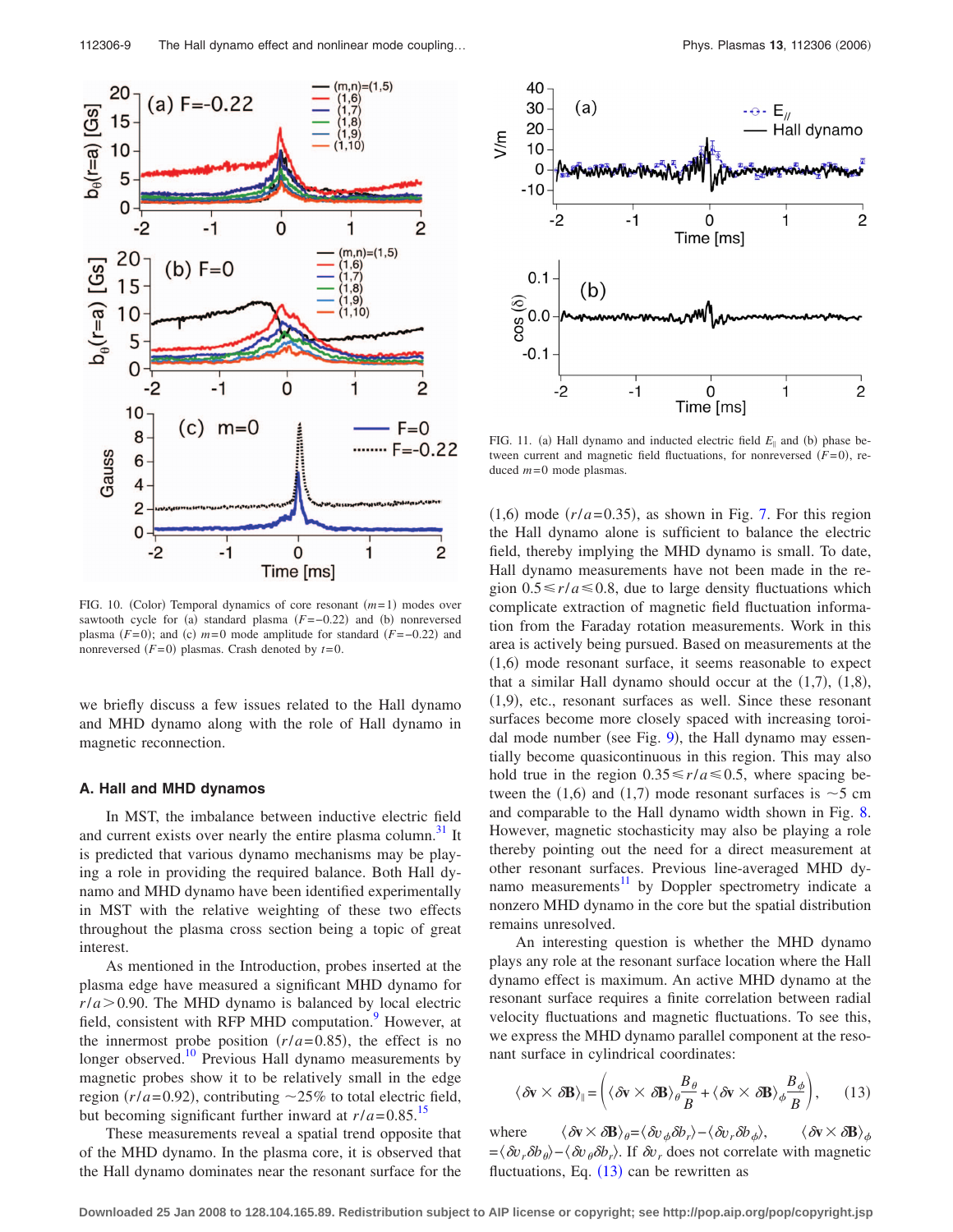FIG. 10. (Color) Temporal dynamics of core resonant ($m=1$) modes over sawtooth cycle for (a) standard plasma ($F=-0.22$) and (b) nonreversed plasma ($F=0$); and (c) $m=0$ mode amplitude for standard ($F=-0.22$) and nonreversed ($F=0$) plasmas. Crash denoted by $t=0$.

FIG. 11. (a) Hall dynamo and inducted electric field $E_{\parallel}$ and (b) phase between current and magnetic field fluctuations, for nonreversed ($F=0$), reduced $m=0$ mode plasmas.

we briefly discuss a few issues related to the Hall dynamo and MHD dynamo along with the role of Hall dynamo in magnetic reconnection.

### A. Hall and MHD dynamos

In MST, the imbalance between inductive electric field and current exists over nearly the entire plasma column.[31] It is predicted that various dynamo mechanisms may be playing a role in providing the required balance. Both Hall dynamo and MHD dynamo have been identified experimentally in MST with the relative weighting of these two effects throughout the plasma cross section being a topic of great interest.

As mentioned in the Introduction, probes inserted at the plasma edge have measured a significant MHD dynamo for $r/a>0.90$. The MHD dynamo is balanced by local electric field, consistent with RFP MHD computation.[9] However, at the innermost probe position ($r/a=0.85$), the effect is no longer observed.[10] Previous Hall dynamo measurements by magnetic probes show it to be relatively small in the edge region ($r/a=0.92$), contributing ~25% to total electric field, but becoming significant further inward at $r/a=0.85$.[15]

These measurements reveal a spatial trend opposite that of the MHD dynamo. In the plasma core, it is observed that the Hall dynamo dominates near the resonant surface for the (1,6) mode ($r/a=0.35$), as shown in Fig. 7. For this region the Hall dynamo alone is sufficient to balance the electric field, thereby implying the MHD dynamo is small. To date, Hall dynamo measurements have not been made in the region $0.5\leq r/a\leq 0.8$, due to large density fluctuations which complicate extraction of magnetic field fluctuation information from the Faraday rotation measurements. Work in this area is actively being pursued. Based on measurements at the (1,6) mode resonant surface, it seems reasonable to expect that a similar Hall dynamo should occur at the (1,7), (1,8), (1,9), etc., resonant surfaces as well. Since these resonant surfaces become more closely spaced with increasing toroidal mode number (see Fig. 9), the Hall dynamo may essentially become quasicontinuous in this region. This may also hold true in the region $0.35\leq r/a\leq 0.5$, where spacing between the (1,6) and (1,7) mode resonant surfaces is ~5 cm and comparable to the Hall dynamo width shown in Fig. 8. However, magnetic stochasticity may also be playing a role thereby pointing out the need for a direct measurement at other resonant surfaces. Previous line-averaged MHD dynamo measurements[11] by Doppler spectrometry indicate a nonzero MHD dynamo in the core but the spatial distribution remains unresolved.

An interesting question is whether the MHD dynamo plays any role at the resonant surface location where the Hall dynamo effect is maximum. An active MHD dynamo at the resonant surface requires a finite correlation between radial velocity fluctuations and magnetic fluctuations. To see this, we express the MHD dynamo parallel component at the resonant surface in cylindrical coordinates:

$$\langle \delta \mathbf{v} \times \delta \mathbf{B} \rangle_{\parallel} = \left( \langle \delta \mathbf{v} \times \delta \mathbf{B} \rangle_{\theta} \frac{B_{\theta}}{B} + \langle \delta \mathbf{v} \times \delta \mathbf{B} \rangle_{\phi} \frac{B_{\phi}}{B} \right), \quad (13)$$

where $\langle \delta \mathbf{v} \times \delta \mathbf{B} \rangle_{\theta} = \langle \delta v_{\phi} \delta b_r \rangle - \langle \delta v_r \delta b_{\phi} \rangle$, $\langle \delta \mathbf{v} \times \delta \mathbf{B} \rangle_{\phi} = \langle \delta v_r \delta b_{\theta} \rangle - \langle \delta v_{\theta} \delta b_r \rangle$. If $\delta v_r$ does not correlate with magnetic fluctuations, Eq. (13) can be rewritten as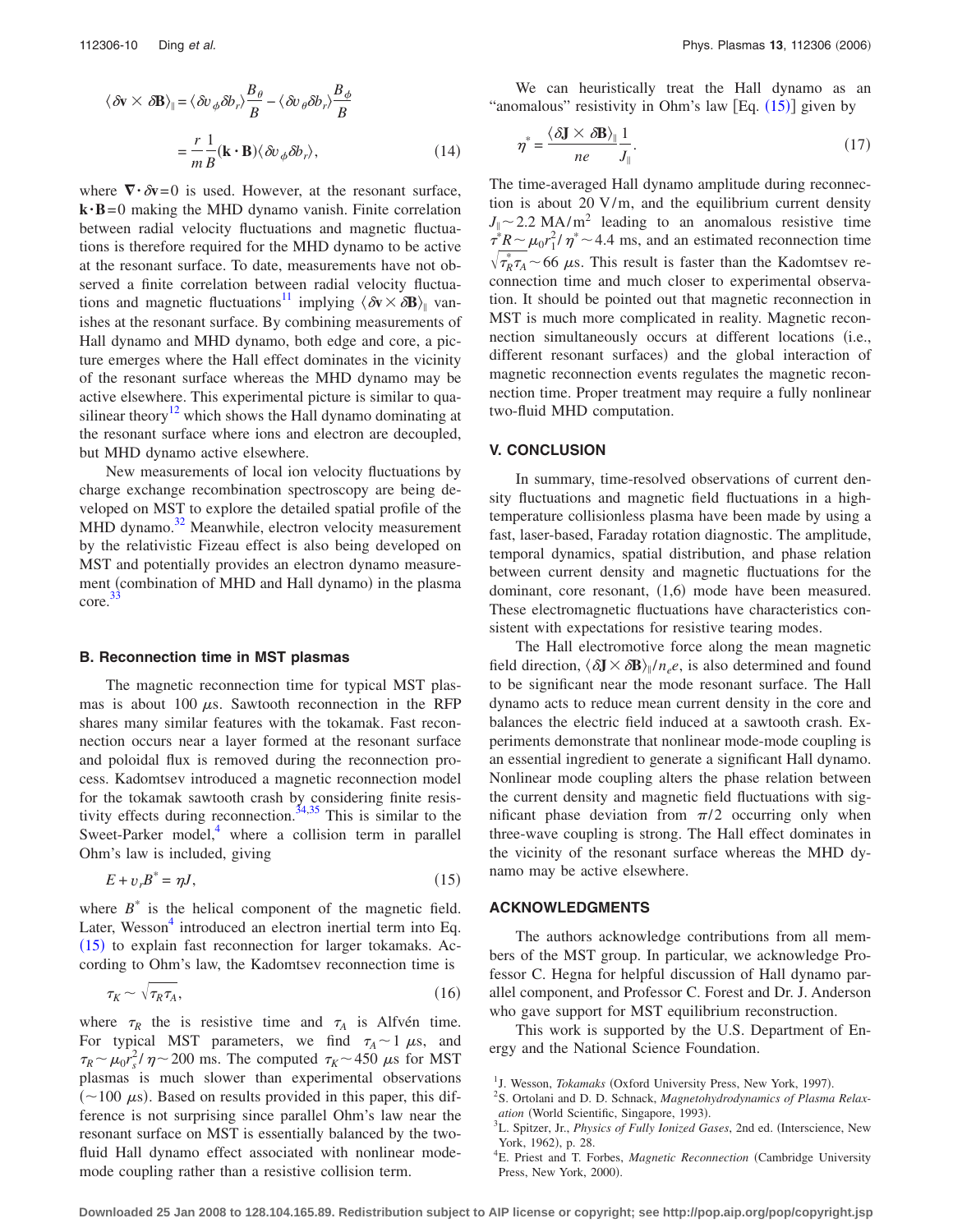$$\langle \delta \mathbf{v} \times \delta \mathbf{B} \rangle_{\parallel} = \langle \delta v_{\phi} \delta b_r \rangle \frac{B_{\theta}}{B} - \langle \delta v_{\theta} \delta b_r \rangle \frac{B_{\phi}}{B}$$

$$= \frac{r}{m} \frac{1}{B} (\mathbf{k} \cdot \mathbf{B}) \langle \delta v_{\phi} \delta b_r \rangle, \tag{14}$$

where $\nabla \cdot \delta \mathbf{v} = 0$ is used. However, at the resonant surface, $\mathbf{k} \cdot \mathbf{B} = 0$ making the MHD dynamo vanish. Finite correlation between radial velocity fluctuations and magnetic fluctuations is therefore required for the MHD dynamo to be active at the resonant surface. To date, measurements have not observed a finite correlation between radial velocity fluctuations and magnetic fluctuations[11] implying $\langle \delta \mathbf{v} \times \delta \mathbf{B} \rangle_{\parallel}$ vanishes at the resonant surface. By combining measurements of Hall dynamo and MHD dynamo, both edge and core, a picture emerges where the Hall effect dominates in the vicinity of the resonant surface whereas the MHD dynamo may be active elsewhere. This experimental picture is similar to quasilinear theory[12] which shows the Hall dynamo dominating at the resonant surface where ions and electron are decoupled, but MHD dynamo active elsewhere.

New measurements of local ion velocity fluctuations by charge exchange recombination spectroscopy are being developed on MST to explore the detailed spatial profile of the MHD dynamo.[32] Meanwhile, electron velocity measurement by the relativistic Fizeau effect is also being developed on MST and potentially provides an electron dynamo measurement (combination of MHD and Hall dynamo) in the plasma core.[33]

### B. Reconnection time in MST plasmas

The magnetic reconnection time for typical MST plasmas is about 100 $\mu$s. Sawtooth reconnection in the RFP shares many similar features with the tokamak. Fast reconnection occurs near a layer formed at the resonant surface and poloidal flux is removed during the reconnection process. Kadomtsev introduced a magnetic reconnection model for the tokamak sawtooth crash by considering finite resistivity effects during reconnection.[34,35] This is similar to the Sweet-Parker model,[4] where a collision term in parallel Ohm's law is included, giving

$$E + v_r B^* = \eta J, \tag{15}$$

where $B^*$ is the helical component of the magnetic field. Later, Wesson[4] introduced an electron inertial term into Eq. (15) to explain fast reconnection for larger tokamaks. According to Ohm's law, the Kadomtsev reconnection time is

$$\tau_K \sim \sqrt{\tau_R \tau_A}, \tag{16}$$

where $\tau_R$ the is resistive time and $\tau_A$ is Alfvén time. For typical MST parameters, we find $\tau_A \sim 1$ $\mu$s, and $\tau_R \sim \mu_0 r_s^2 / \eta \sim 200$ ms. The computed $\tau_K \sim 450$ $\mu$s for MST plasmas is much slower than experimental observations ($\sim 100$ $\mu$s). Based on results provided in this paper, this difference is not surprising since parallel Ohm's law near the resonant surface on MST is essentially balanced by the two-fluid Hall dynamo effect associated with nonlinear mode-mode coupling rather than a resistive collision term.

We can heuristically treat the Hall dynamo as an "anomalous" resistivity in Ohm's law [Eq. (15)] given by

$$\eta^* = \frac{\langle \delta \mathbf{J} \times \delta \mathbf{B} \rangle_{\parallel}}{ne} \frac{1}{J_{\parallel}}. \tag{17}$$

The time-averaged Hall dynamo amplitude during reconnection is about 20 V/m, and the equilibrium current density $J_{\parallel} \sim 2.2$ MA/m$^2$ leading to an anomalous resistive time $\tau_R^* \sim \mu_0 r_1^2 / \eta^* \sim 4.4$ ms, and an estimated reconnection time $\sqrt{\tau_R^* \tau_A} \sim 66$ $\mu$s. This result is faster than the Kadomtsev reconnection time and much closer to experimental observation. It should be pointed out that magnetic reconnection in MST is much more complicated in reality. Magnetic reconnection simultaneously occurs at different locations (i.e., different resonant surfaces) and the global interaction of magnetic reconnection events regulates the magnetic reconnection time. Proper treatment may require a fully nonlinear two-fluid MHD computation.

## V. CONCLUSION

In summary, time-resolved observations of current density fluctuations and magnetic field fluctuations in a high-temperature collisionless plasma have been made by using a fast, laser-based, Faraday rotation diagnostic. The amplitude, temporal dynamics, spatial distribution, and phase relation between current density and magnetic fluctuations for the dominant, core resonant, (1,6) mode have been measured. These electromagnetic fluctuations have characteristics consistent with expectations for resistive tearing modes.

The Hall electromotive force along the mean magnetic field direction, $\langle \delta \mathbf{J} \times \delta \mathbf{B} \rangle_{\parallel} / n_e e$, is also determined and found to be significant near the mode resonant surface. The Hall dynamo acts to reduce mean current density in the core and balances the electric field induced at a sawtooth crash. Experiments demonstrate that nonlinear mode-mode coupling is an essential ingredient to generate a significant Hall dynamo. Nonlinear mode coupling alters the phase relation between the current density and magnetic field fluctuations with significant phase deviation from $\pi/2$ occurring only when three-wave coupling is strong. The Hall effect dominates in the vicinity of the resonant surface whereas the MHD dynamo may be active elsewhere.

## ACKNOWLEDGMENTS

The authors acknowledge contributions from all members of the MST group. In particular, we acknowledge Professor C. Hegna for helpful discussion of Hall dynamo parallel component, and Professor C. Forest and Dr. J. Anderson who gave support for MST equilibrium reconstruction.

This work is supported by the U.S. Department of Energy and the National Science Foundation.

[1] J. Wesson, *Tokamaks* (Oxford University Press, New York, 1997).
[2] S. Ortolani and D. D. Schnack, *Magnetohydrodynamics of Plasma Relaxation* (World Scientific, Singapore, 1993).
[3] L. Spitzer, Jr., *Physics of Fully Ionized Gases*, 2nd ed. (Interscience, New York, 1962), p. 28.
[4] E. Priest and T. Forbes, *Magnetic Reconnection* (Cambridge University Press, New York, 2000).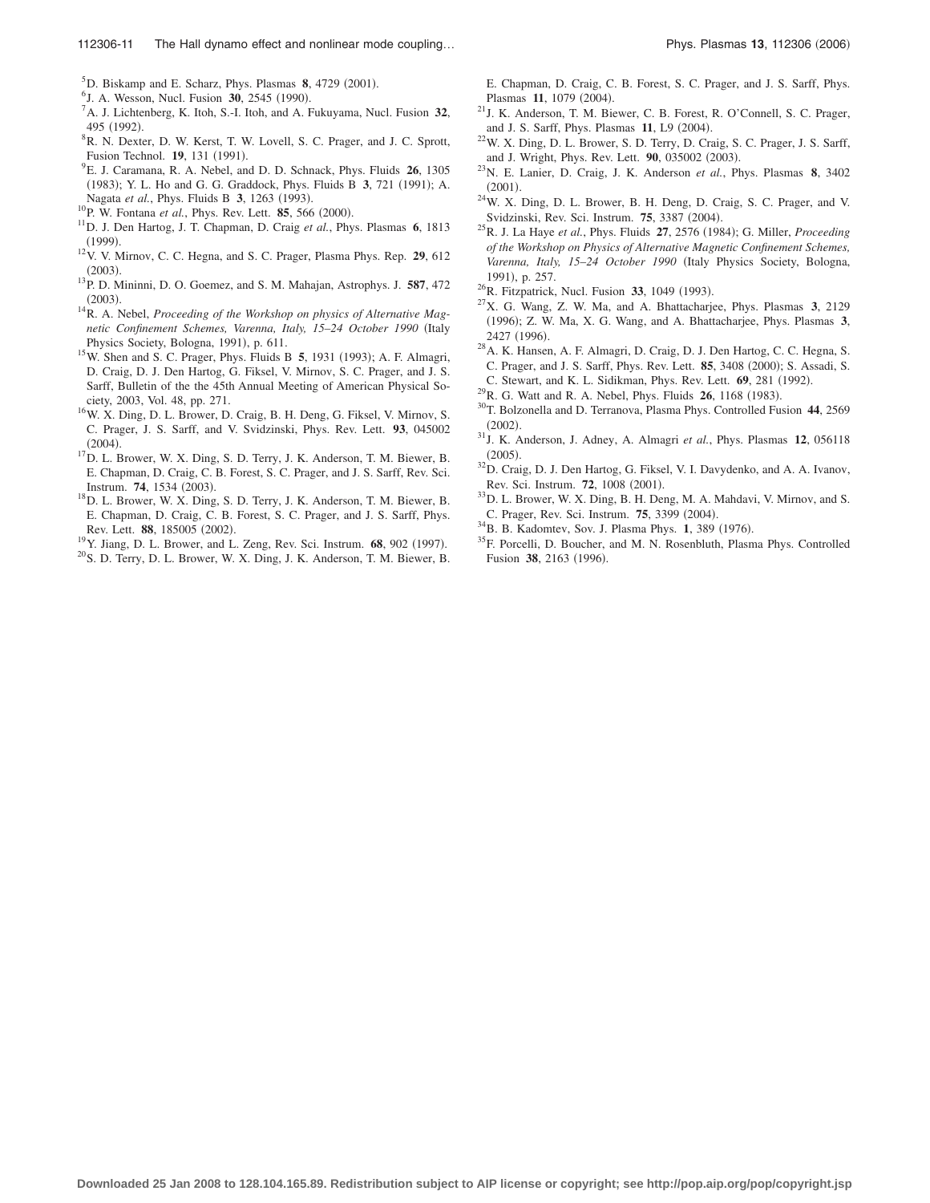[5]D. Biskamp and E. Scharz, Phys. Plasmas **8**, 4729 (2001).

[6]J. A. Wesson, Nucl. Fusion **30**, 2545 (1990).

[7]A. J. Lichtenberg, K. Itoh, S.-I. Itoh, and A. Fukuyama, Nucl. Fusion **32**, 495 (1992).

[8]R. N. Dexter, D. W. Kerst, T. W. Lovell, S. C. Prager, and J. C. Sprott, Fusion Technol. **19**, 131 (1991).

[9]E. J. Caramana, R. A. Nebel, and D. D. Schnack, Phys. Fluids **26**, 1305 (1983); Y. L. Ho and G. G. Graddock, Phys. Fluids B **3**, 721 (1991); A. Nagata *et al.*, Phys. Fluids B **3**, 1263 (1993).

[10]P. W. Fontana *et al.*, Phys. Rev. Lett. **85**, 566 (2000).

[11]D. J. Den Hartog, J. T. Chapman, D. Craig *et al.*, Phys. Plasmas **6**, 1813 (1999).

[12]V. V. Mirnov, C. C. Hegna, and S. C. Prager, Plasma Phys. Rep. **29**, 612 (2003).

[13]P. D. Mininni, D. O. Goemez, and S. M. Mahajan, Astrophys. J. **587**, 472 (2003).

[14]R. A. Nebel, *Proceeding of the Workshop on physics of Alternative Magnetic Confinement Schemes, Varenna, Italy, 15–24 October 1990* (Italy Physics Society, Bologna, 1991), p. 611.

[15]W. Shen and S. C. Prager, Phys. Fluids B **5**, 1931 (1993); A. F. Almagri, D. Craig, D. J. Den Hartog, G. Fiksel, V. Mirnov, S. C. Prager, and J. S. Sarff, Bulletin of the the 45th Annual Meeting of American Physical Society, 2003, Vol. 48, pp. 271.

[16]W. X. Ding, D. L. Brower, D. Craig, B. H. Deng, G. Fiksel, V. Mirnov, S. C. Prager, J. S. Sarff, and V. Svidzinski, Phys. Rev. Lett. **93**, 045002 (2004).

[17]D. L. Brower, W. X. Ding, S. D. Terry, J. K. Anderson, T. M. Biewer, B. E. Chapman, D. Craig, C. B. Forest, S. C. Prager, and J. S. Sarff, Rev. Sci. Instrum. **74**, 1534 (2003).

[18]D. L. Brower, W. X. Ding, S. D. Terry, J. K. Anderson, T. M. Biewer, B. E. Chapman, D. Craig, C. B. Forest, S. C. Prager, and J. S. Sarff, Phys. Rev. Lett. **88**, 185005 (2002).

[19]Y. Jiang, D. L. Brower, and L. Zeng, Rev. Sci. Instrum. **68**, 902 (1997).

[20]S. D. Terry, D. L. Brower, W. X. Ding, J. K. Anderson, T. M. Biewer, B. E. Chapman, D. Craig, C. B. Forest, S. C. Prager, and J. S. Sarff, Phys. Plasmas **11**, 1079 (2004).

[21]J. K. Anderson, T. M. Biewer, C. B. Forest, R. O'Connell, S. C. Prager, and J. S. Sarff, Phys. Plasmas **11**, L9 (2004).

[22]W. X. Ding, D. L. Brower, S. D. Terry, D. Craig, S. C. Prager, J. S. Sarff, and J. Wright, Phys. Rev. Lett. **90**, 035002 (2003).

[23]N. E. Lanier, D. Craig, J. K. Anderson *et al.*, Phys. Plasmas **8**, 3402 (2001).

[24]W. X. Ding, D. L. Brower, B. H. Deng, D. Craig, S. C. Prager, and V. Svidzinski, Rev. Sci. Instrum. **75**, 3387 (2004).

[25]R. J. La Haye *et al.*, Phys. Fluids **27**, 2576 (1984); G. Miller, *Proceeding of the Workshop on Physics of Alternative Magnetic Confinement Schemes, Varenna, Italy, 15–24 October 1990* (Italy Physics Society, Bologna, 1991), p. 257.

[26]R. Fitzpatrick, Nucl. Fusion **33**, 1049 (1993).

[27]X. G. Wang, Z. W. Ma, and A. Bhattacharjee, Phys. Plasmas **3**, 2129 (1996); Z. W. Ma, X. G. Wang, and A. Bhattacharjee, Phys. Plasmas **3**, 2427 (1996).

[28]A. K. Hansen, A. F. Almagri, D. Craig, D. J. Den Hartog, C. C. Hegna, S. C. Prager, and J. S. Sarff, Phys. Rev. Lett. **85**, 3408 (2000); S. Assadi, S. C. Stewart, and K. L. Sidikman, Phys. Rev. Lett. **69**, 281 (1992).

[29]R. G. Watt and R. A. Nebel, Phys. Fluids **26**, 1168 (1983).

[30]T. Bolzonella and D. Terranova, Plasma Phys. Controlled Fusion **44**, 2569 (2002).

[31]J. K. Anderson, J. Adney, A. Almagri *et al.*, Phys. Plasmas **12**, 056118 (2005).

[32]D. Craig, D. J. Den Hartog, G. Fiksel, V. I. Davydenko, and A. A. Ivanov, Rev. Sci. Instrum. **72**, 1008 (2001).

[33]D. L. Brower, W. X. Ding, B. H. Deng, M. A. Mahdavi, V. Mirnov, and S. C. Prager, Rev. Sci. Instrum. **75**, 3399 (2004).

[34]B. B. Kadomtev, Sov. J. Plasma Phys. **1**, 389 (1976).

[35]F. Porcelli, D. Boucher, and M. N. Rosenbluth, Plasma Phys. Controlled Fusion **38**, 2163 (1996).